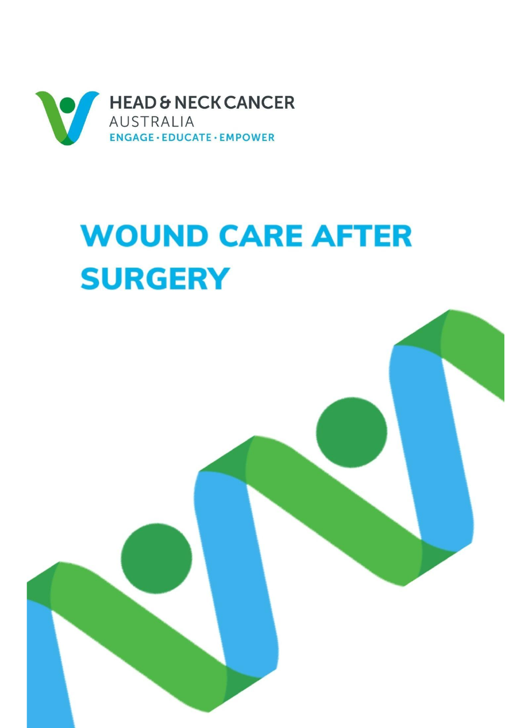HEAD & NECK CANCER AUSTRALIA

ENGAGE · EDUCATE · EMPOWER

# WOUND CARE AFTER SURGERY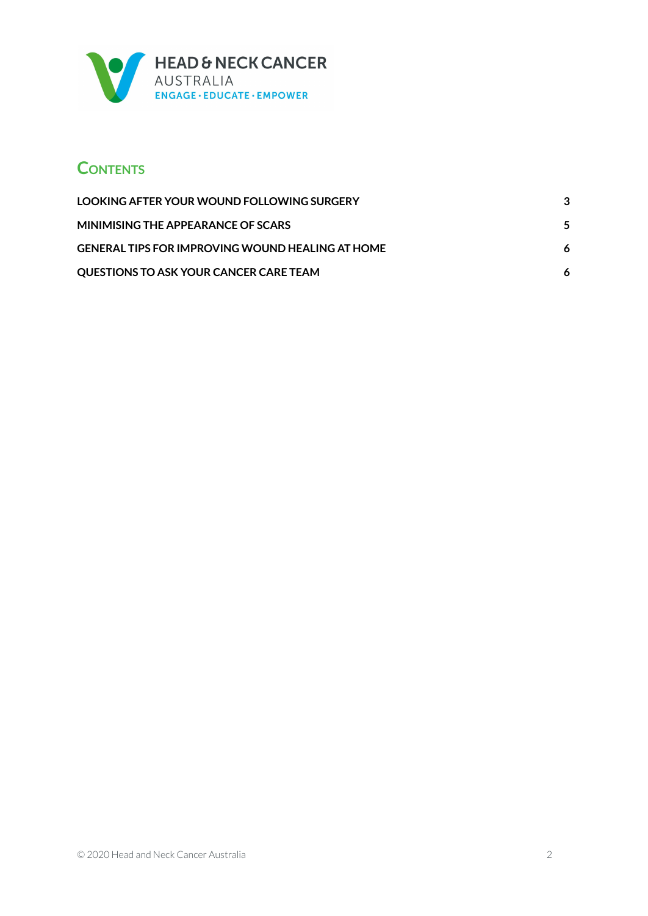HEAD & NECK CANCER
AUSTRALIA
ENGAGE · EDUCATE · EMPOWER

## CONTENTS

| | |
|---|---|
| **LOOKING AFTER YOUR WOUND FOLLOWING SURGERY** | **3** |
| **MINIMISING THE APPEARANCE OF SCARS** | **5** |
| **GENERAL TIPS FOR IMPROVING WOUND HEALING AT HOME** | **6** |
| **QUESTIONS TO ASK YOUR CANCER CARE TEAM** | **6** |

© 2020 Head and Neck Cancer Australia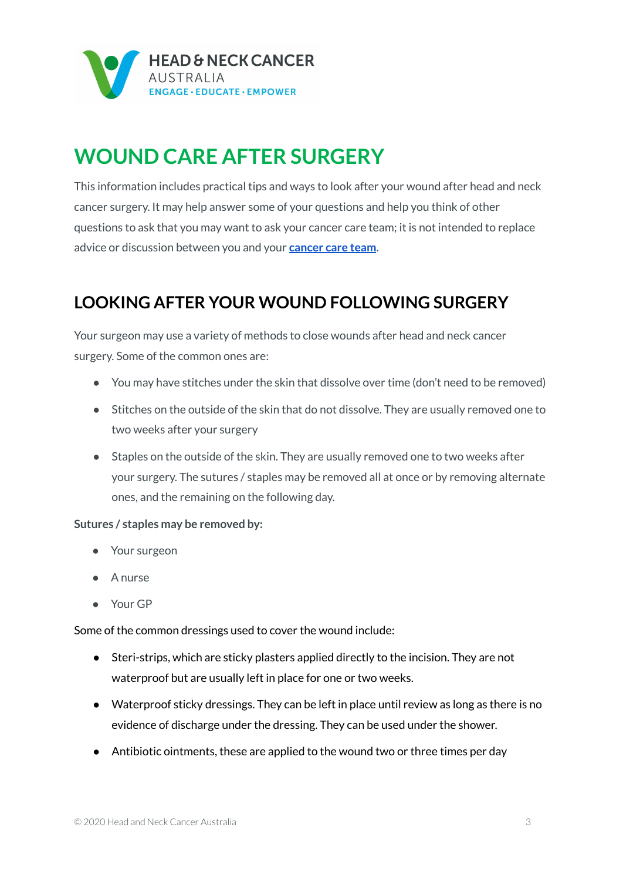HEAD & NECK CANCER
AUSTRALIA
ENGAGE · EDUCATE · EMPOWER

# WOUND CARE AFTER SURGERY

This information includes practical tips and ways to look after your wound after head and neck cancer surgery. It may help answer some of your questions and help you think of other questions to ask that you may want to ask your cancer care team; it is not intended to replace advice or discussion between you and your **cancer care team**.

## LOOKING AFTER YOUR WOUND FOLLOWING SURGERY

Your surgeon may use a variety of methods to close wounds after head and neck cancer surgery. Some of the common ones are:

- You may have stitches under the skin that dissolve over time (don't need to be removed)
- Stitches on the outside of the skin that do not dissolve. They are usually removed one to two weeks after your surgery
- Staples on the outside of the skin. They are usually removed one to two weeks after your surgery. The sutures / staples may be removed all at once or by removing alternate ones, and the remaining on the following day.

**Sutures / staples may be removed by:**

- Your surgeon
- A nurse
- Your GP

Some of the common dressings used to cover the wound include:

- Steri-strips, which are sticky plasters applied directly to the incision. They are not waterproof but are usually left in place for one or two weeks.
- Waterproof sticky dressings. They can be left in place until review as long as there is no evidence of discharge under the dressing. They can be used under the shower.
- Antibiotic ointments, these are applied to the wound two or three times per day

© 2020 Head and Neck Cancer Australia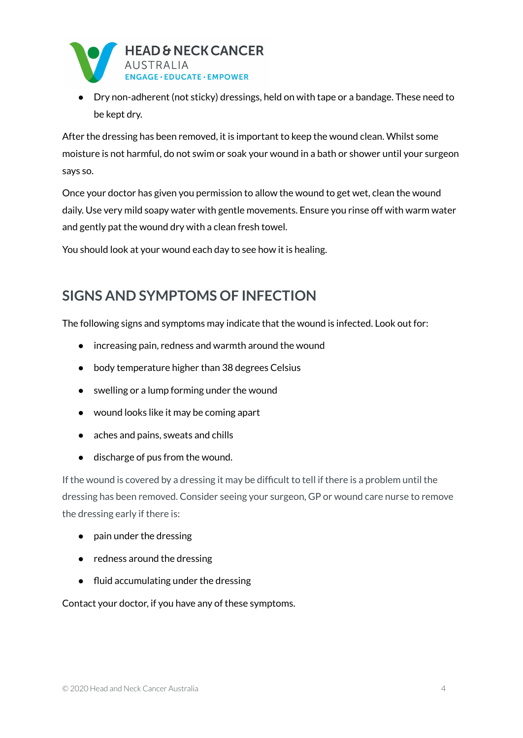- Dry non-adherent (not sticky) dressings, held on with tape or a bandage. These need to be kept dry.

After the dressing has been removed, it is important to keep the wound clean. Whilst some moisture is not harmful, do not swim or soak your wound in a bath or shower until your surgeon says so.

Once your doctor has given you permission to allow the wound to get wet, clean the wound daily. Use very mild soapy water with gentle movements. Ensure you rinse off with warm water and gently pat the wound dry with a clean fresh towel.

You should look at your wound each day to see how it is healing.

## SIGNS AND SYMPTOMS OF INFECTION

The following signs and symptoms may indicate that the wound is infected. Look out for:

- increasing pain, redness and warmth around the wound
- body temperature higher than 38 degrees Celsius
- swelling or a lump forming under the wound
- wound looks like it may be coming apart
- aches and pains, sweats and chills
- discharge of pus from the wound.

If the wound is covered by a dressing it may be difficult to tell if there is a problem until the dressing has been removed. Consider seeing your surgeon, GP or wound care nurse to remove the dressing early if there is:

- pain under the dressing
- redness around the dressing
- fluid accumulating under the dressing

Contact your doctor, if you have any of these symptoms.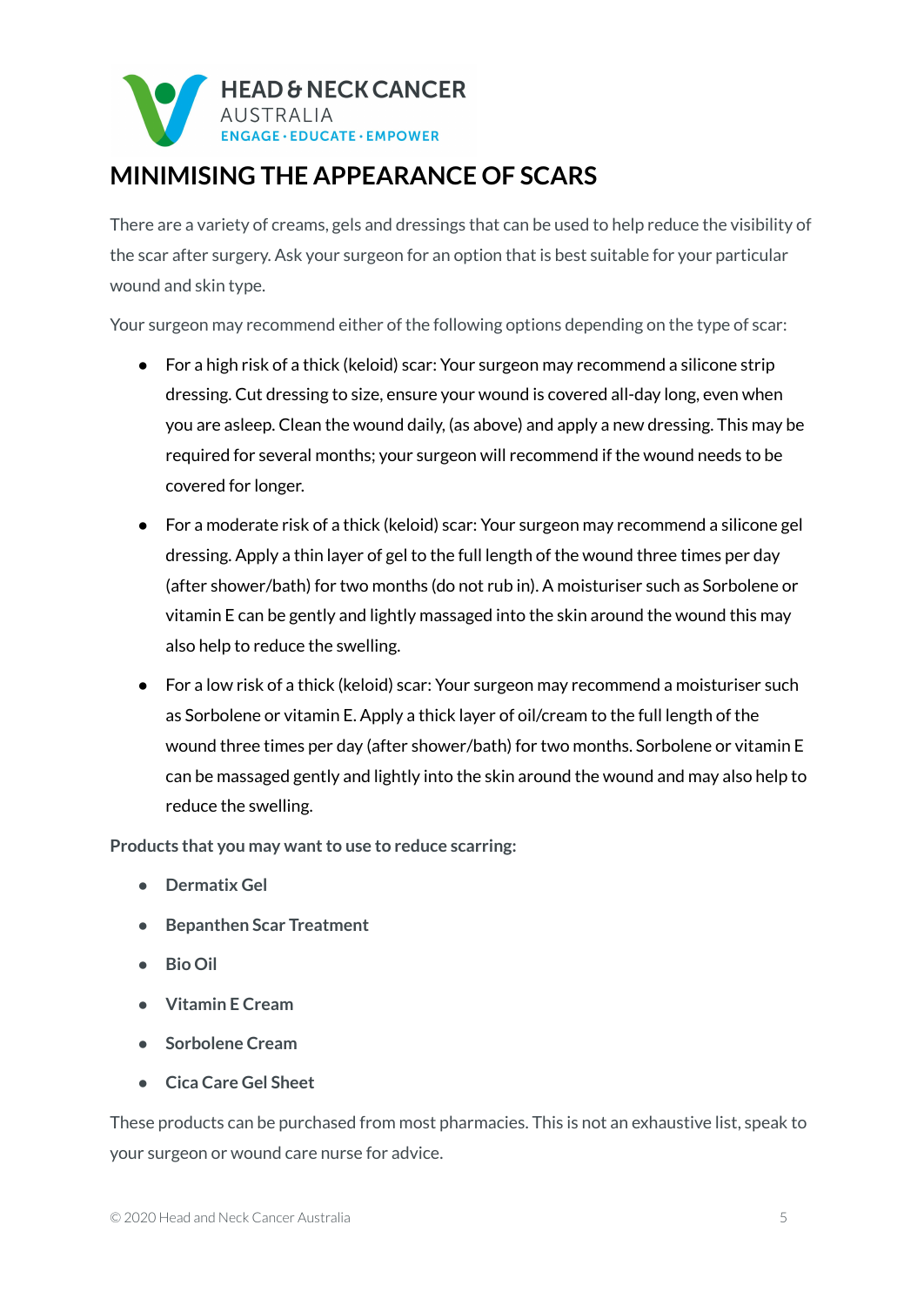# MINIMISING THE APPEARANCE OF SCARS

There are a variety of creams, gels and dressings that can be used to help reduce the visibility of the scar after surgery. Ask your surgeon for an option that is best suitable for your particular wound and skin type.

Your surgeon may recommend either of the following options depending on the type of scar:

- For a high risk of a thick (keloid) scar: Your surgeon may recommend a silicone strip dressing. Cut dressing to size, ensure your wound is covered all-day long, even when you are asleep. Clean the wound daily, (as above) and apply a new dressing. This may be required for several months; your surgeon will recommend if the wound needs to be covered for longer.
- For a moderate risk of a thick (keloid) scar: Your surgeon may recommend a silicone gel dressing. Apply a thin layer of gel to the full length of the wound three times per day (after shower/bath) for two months (do not rub in). A moisturiser such as Sorbolene or vitamin E can be gently and lightly massaged into the skin around the wound this may also help to reduce the swelling.
- For a low risk of a thick (keloid) scar: Your surgeon may recommend a moisturiser such as Sorbolene or vitamin E. Apply a thick layer of oil/cream to the full length of the wound three times per day (after shower/bath) for two months. Sorbolene or vitamin E can be massaged gently and lightly into the skin around the wound and may also help to reduce the swelling.

**Products that you may want to use to reduce scarring:**

- **Dermatix Gel**
- **Bepanthen Scar Treatment**
- **Bio Oil**
- **Vitamin E Cream**
- **Sorbolene Cream**
- **Cica Care Gel Sheet**

These products can be purchased from most pharmacies. This is not an exhaustive list, speak to your surgeon or wound care nurse for advice.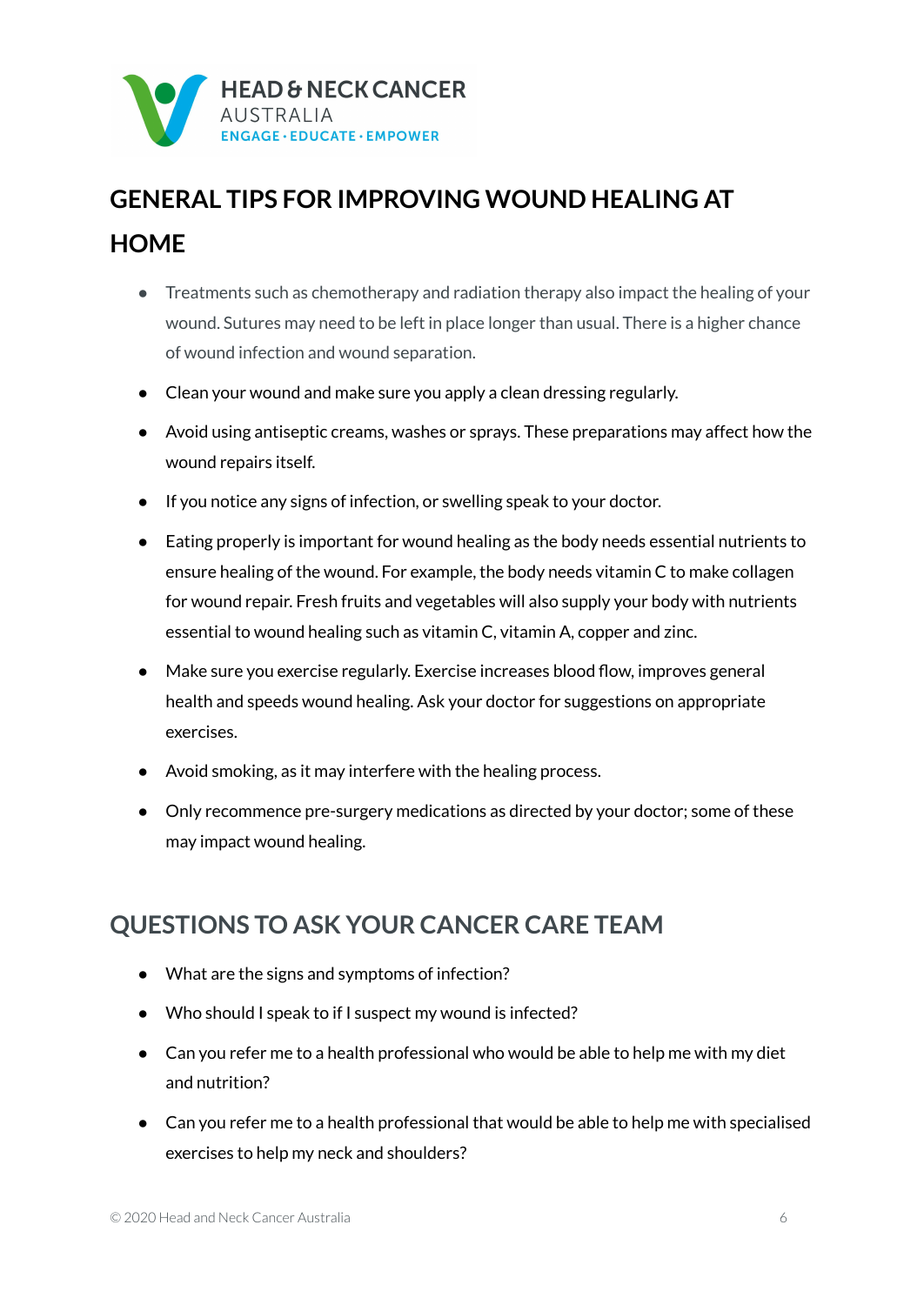HEAD & NECK CANCER
AUSTRALIA
ENGAGE · EDUCATE · EMPOWER

## GENERAL TIPS FOR IMPROVING WOUND HEALING AT HOME

- Treatments such as chemotherapy and radiation therapy also impact the healing of your wound. Sutures may need to be left in place longer than usual. There is a higher chance of wound infection and wound separation.
- Clean your wound and make sure you apply a clean dressing regularly.
- Avoid using antiseptic creams, washes or sprays. These preparations may affect how the wound repairs itself.
- If you notice any signs of infection, or swelling speak to your doctor.
- Eating properly is important for wound healing as the body needs essential nutrients to ensure healing of the wound. For example, the body needs vitamin C to make collagen for wound repair. Fresh fruits and vegetables will also supply your body with nutrients essential to wound healing such as vitamin C, vitamin A, copper and zinc.
- Make sure you exercise regularly. Exercise increases blood flow, improves general health and speeds wound healing. Ask your doctor for suggestions on appropriate exercises.
- Avoid smoking, as it may interfere with the healing process.
- Only recommence pre-surgery medications as directed by your doctor; some of these may impact wound healing.

## QUESTIONS TO ASK YOUR CANCER CARE TEAM

- What are the signs and symptoms of infection?
- Who should I speak to if I suspect my wound is infected?
- Can you refer me to a health professional who would be able to help me with my diet and nutrition?
- Can you refer me to a health professional that would be able to help me with specialised exercises to help my neck and shoulders?

© 2020 Head and Neck Cancer Australia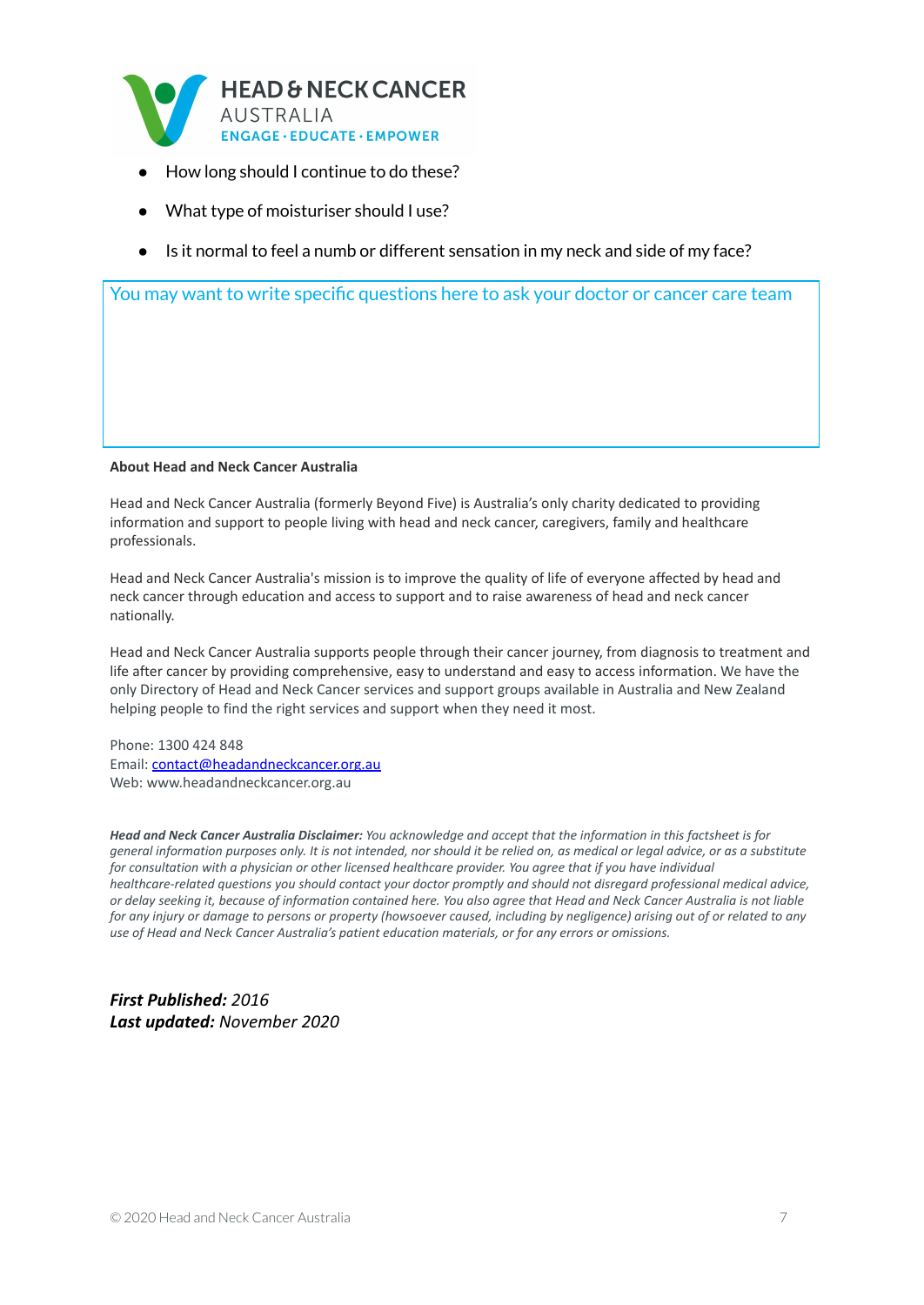- How long should I continue to do these?
- What type of moisturiser should I use?
- Is it normal to feel a numb or different sensation in my neck and side of my face?

You may want to write specific questions here to ask your doctor or cancer care team

**About Head and Neck Cancer Australia**

Head and Neck Cancer Australia (formerly Beyond Five) is Australia's only charity dedicated to providing information and support to people living with head and neck cancer, caregivers, family and healthcare professionals.

Head and Neck Cancer Australia's mission is to improve the quality of life of everyone affected by head and neck cancer through education and access to support and to raise awareness of head and neck cancer nationally.

Head and Neck Cancer Australia supports people through their cancer journey, from diagnosis to treatment and life after cancer by providing comprehensive, easy to understand and easy to access information. We have the only Directory of Head and Neck Cancer services and support groups available in Australia and New Zealand helping people to find the right services and support when they need it most.

Phone: 1300 424 848
Email: contact@headandneckcancer.org.au
Web: www.headandneckcancer.org.au

***Head and Neck Cancer Australia Disclaimer:*** *You acknowledge and accept that the information in this factsheet is for general information purposes only. It is not intended, nor should it be relied on, as medical or legal advice, or as a substitute for consultation with a physician or other licensed healthcare provider. You agree that if you have individual healthcare-related questions you should contact your doctor promptly and should not disregard professional medical advice, or delay seeking it, because of information contained here. You also agree that Head and Neck Cancer Australia is not liable for any injury or damage to persons or property (howsoever caused, including by negligence) arising out of or related to any use of Head and Neck Cancer Australia's patient education materials, or for any errors or omissions.*

***First Published:*** *2016*
***Last updated:*** *November 2020*

© 2020 Head and Neck Cancer Australia